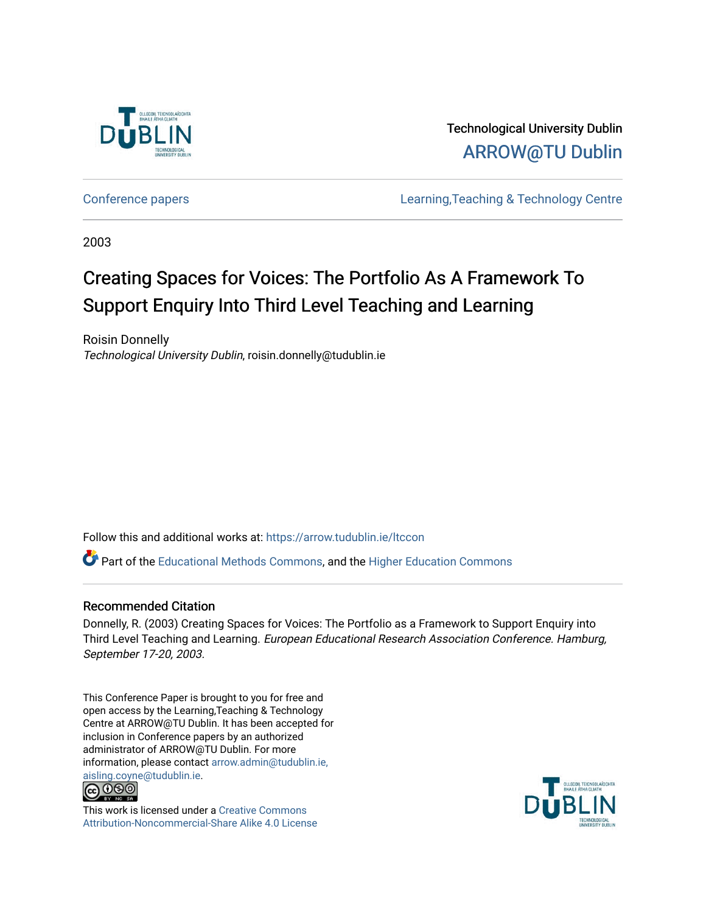Technological University Dublin

ARROW@TU Dublin

Conference papers | Learning,Teaching & Technology Centre

2003

# Creating Spaces for Voices: The Portfolio As A Framework To Support Enquiry Into Third Level Teaching and Learning

Roisin Donnelly
*Technological University Dublin*, roisin.donnelly@tudublin.ie

Follow this and additional works at: https://arrow.tudublin.ie/ltccon

Part of the Educational Methods Commons, and the Higher Education Commons

## Recommended Citation

Donnelly, R. (2003) Creating Spaces for Voices: The Portfolio as a Framework to Support Enquiry into Third Level Teaching and Learning. *European Educational Research Association Conference. Hamburg, September 17-20, 2003.*

This Conference Paper is brought to you for free and open access by the Learning,Teaching & Technology Centre at ARROW@TU Dublin. It has been accepted for inclusion in Conference papers by an authorized administrator of ARROW@TU Dublin. For more information, please contact arrow.admin@tudublin.ie, aisling.coyne@tudublin.ie.

This work is licensed under a Creative Commons Attribution-Noncommercial-Share Alike 4.0 License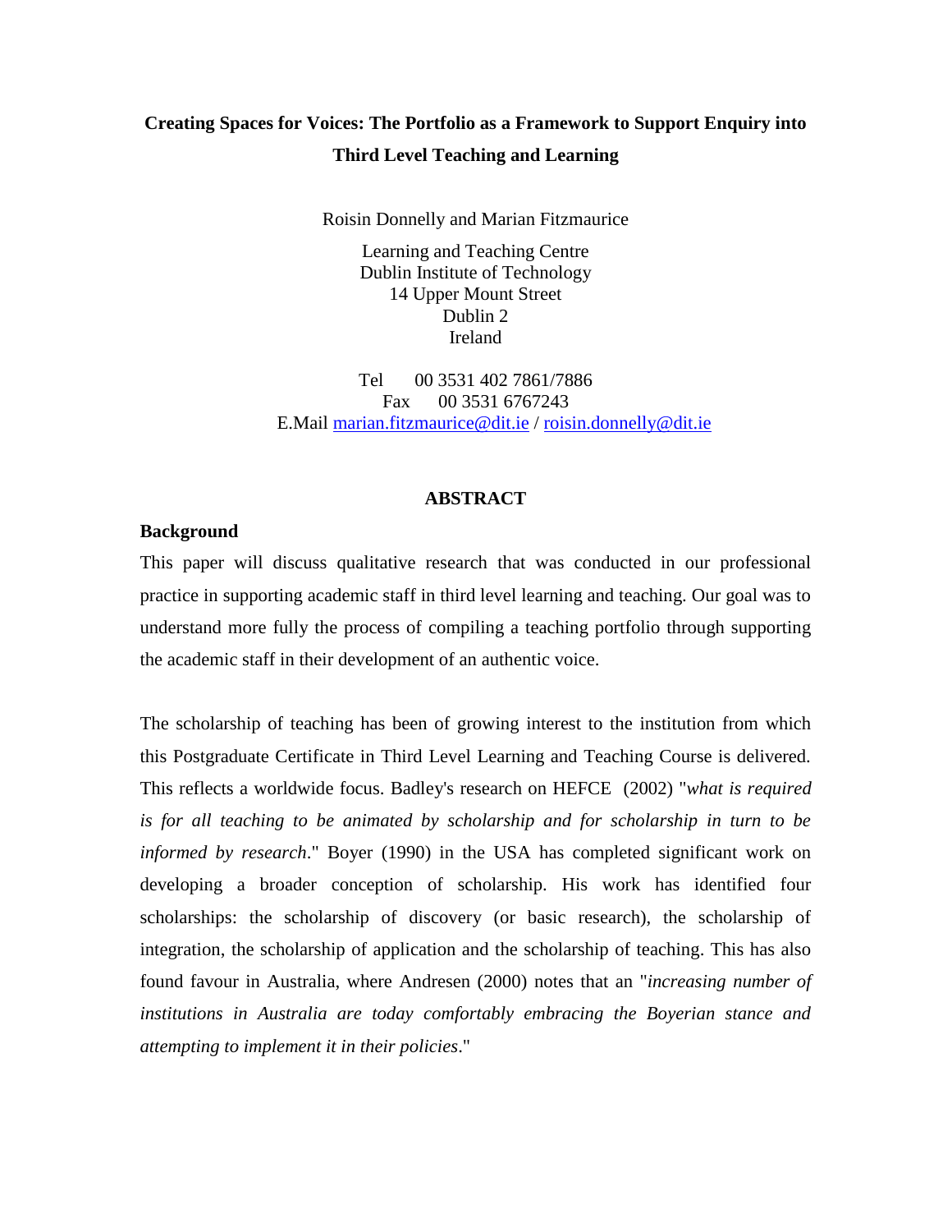# Creating Spaces for Voices: The Portfolio as a Framework to Support Enquiry into Third Level Teaching and Learning

Roisin Donnelly and Marian Fitzmaurice

Learning and Teaching Centre
Dublin Institute of Technology
14 Upper Mount Street
Dublin 2
Ireland

Tel 00 3531 402 7861/7886
Fax 00 3531 6767243
E.Mail marian.fitzmaurice@dit.ie / roisin.donnelly@dit.ie

## ABSTRACT

### Background

This paper will discuss qualitative research that was conducted in our professional practice in supporting academic staff in third level learning and teaching. Our goal was to understand more fully the process of compiling a teaching portfolio through supporting the academic staff in their development of an authentic voice.

The scholarship of teaching has been of growing interest to the institution from which this Postgraduate Certificate in Third Level Learning and Teaching Course is delivered. This reflects a worldwide focus. Badley's research on HEFCE (2002) "*what is required is for all teaching to be animated by scholarship and for scholarship in turn to be informed by research*." Boyer (1990) in the USA has completed significant work on developing a broader conception of scholarship. His work has identified four scholarships: the scholarship of discovery (or basic research), the scholarship of integration, the scholarship of application and the scholarship of teaching. This has also found favour in Australia, where Andresen (2000) notes that an "*increasing number of institutions in Australia are today comfortably embracing the Boyerian stance and attempting to implement it in their policies*."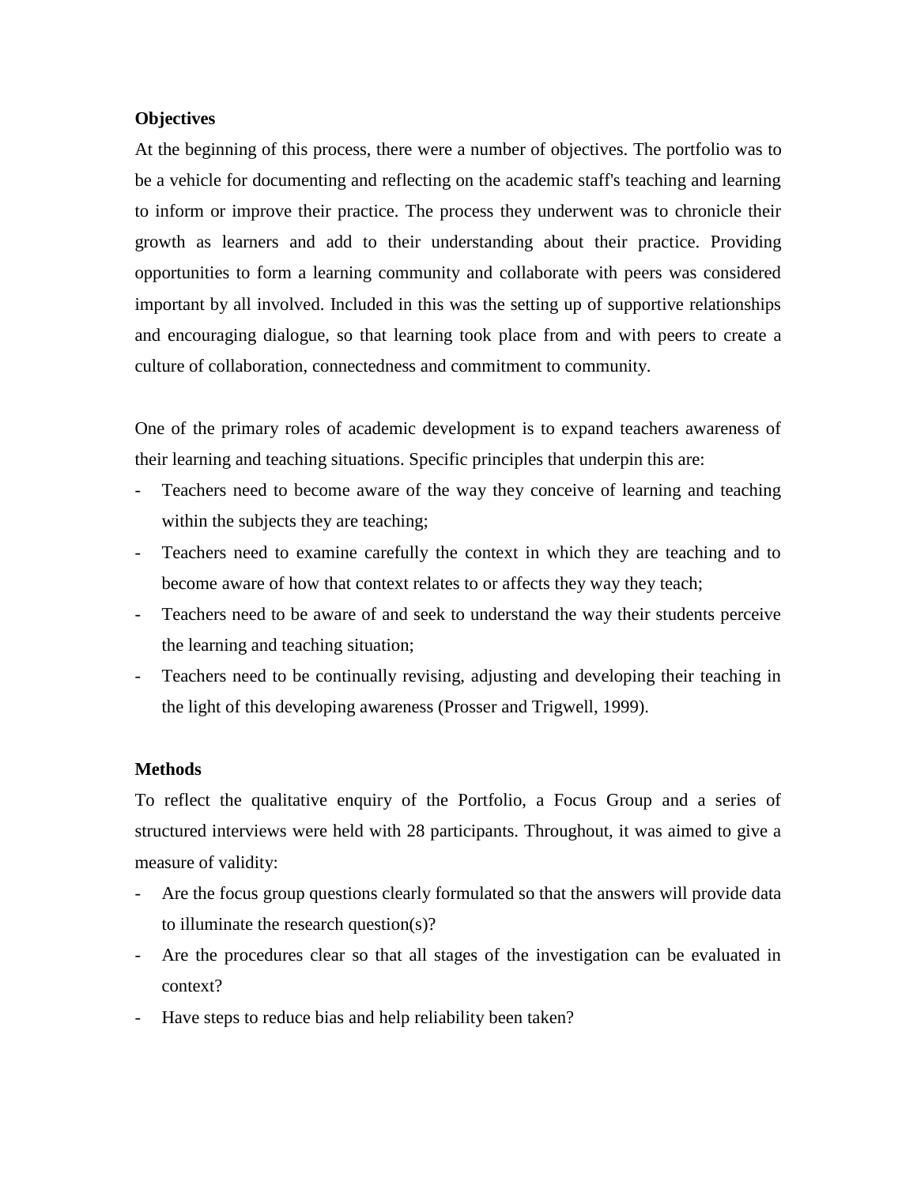**Objectives**

At the beginning of this process, there were a number of objectives. The portfolio was to be a vehicle for documenting and reflecting on the academic staff's teaching and learning to inform or improve their practice. The process they underwent was to chronicle their growth as learners and add to their understanding about their practice. Providing opportunities to form a learning community and collaborate with peers was considered important by all involved. Included in this was the setting up of supportive relationships and encouraging dialogue, so that learning took place from and with peers to create a culture of collaboration, connectedness and commitment to community.

One of the primary roles of academic development is to expand teachers awareness of their learning and teaching situations. Specific principles that underpin this are:

- Teachers need to become aware of the way they conceive of learning and teaching within the subjects they are teaching;
- Teachers need to examine carefully the context in which they are teaching and to become aware of how that context relates to or affects they way they teach;
- Teachers need to be aware of and seek to understand the way their students perceive the learning and teaching situation;
- Teachers need to be continually revising, adjusting and developing their teaching in the light of this developing awareness (Prosser and Trigwell, 1999).

**Methods**

To reflect the qualitative enquiry of the Portfolio, a Focus Group and a series of structured interviews were held with 28 participants. Throughout, it was aimed to give a measure of validity:

- Are the focus group questions clearly formulated so that the answers will provide data to illuminate the research question(s)?
- Are the procedures clear so that all stages of the investigation can be evaluated in context?
- Have steps to reduce bias and help reliability been taken?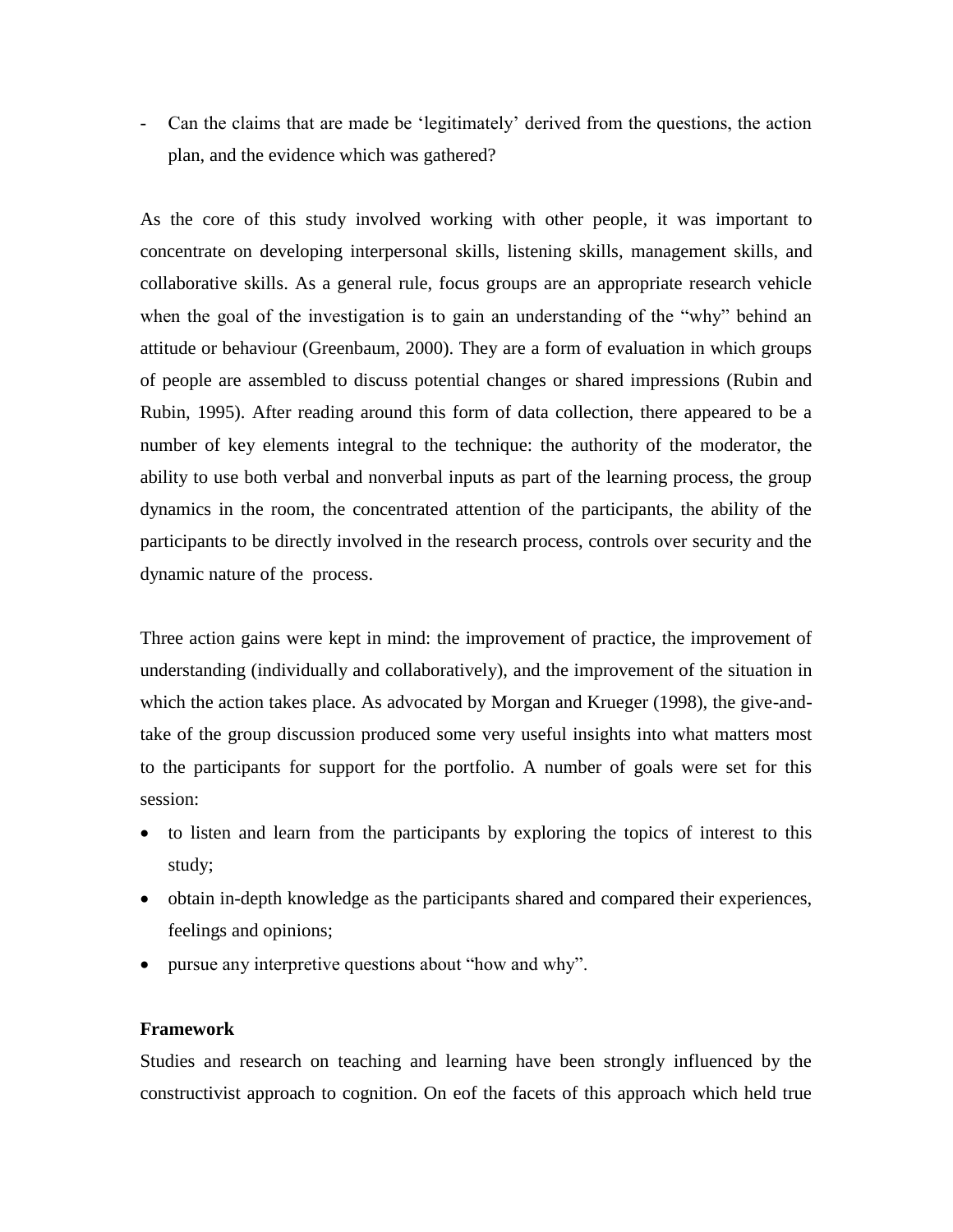- Can the claims that are made be ‘legitimately’ derived from the questions, the action plan, and the evidence which was gathered?

As the core of this study involved working with other people, it was important to concentrate on developing interpersonal skills, listening skills, management skills, and collaborative skills. As a general rule, focus groups are an appropriate research vehicle when the goal of the investigation is to gain an understanding of the “why” behind an attitude or behaviour (Greenbaum, 2000). They are a form of evaluation in which groups of people are assembled to discuss potential changes or shared impressions (Rubin and Rubin, 1995). After reading around this form of data collection, there appeared to be a number of key elements integral to the technique: the authority of the moderator, the ability to use both verbal and nonverbal inputs as part of the learning process, the group dynamics in the room, the concentrated attention of the participants, the ability of the participants to be directly involved in the research process, controls over security and the dynamic nature of the process.

Three action gains were kept in mind: the improvement of practice, the improvement of understanding (individually and collaboratively), and the improvement of the situation in which the action takes place. As advocated by Morgan and Krueger (1998), the give-and-take of the group discussion produced some very useful insights into what matters most to the participants for support for the portfolio. A number of goals were set for this session:

- to listen and learn from the participants by exploring the topics of interest to this study;
- obtain in-depth knowledge as the participants shared and compared their experiences, feelings and opinions;
- pursue any interpretive questions about “how and why”.

**Framework**

Studies and research on teaching and learning have been strongly influenced by the constructivist approach to cognition. On eof the facets of this approach which held true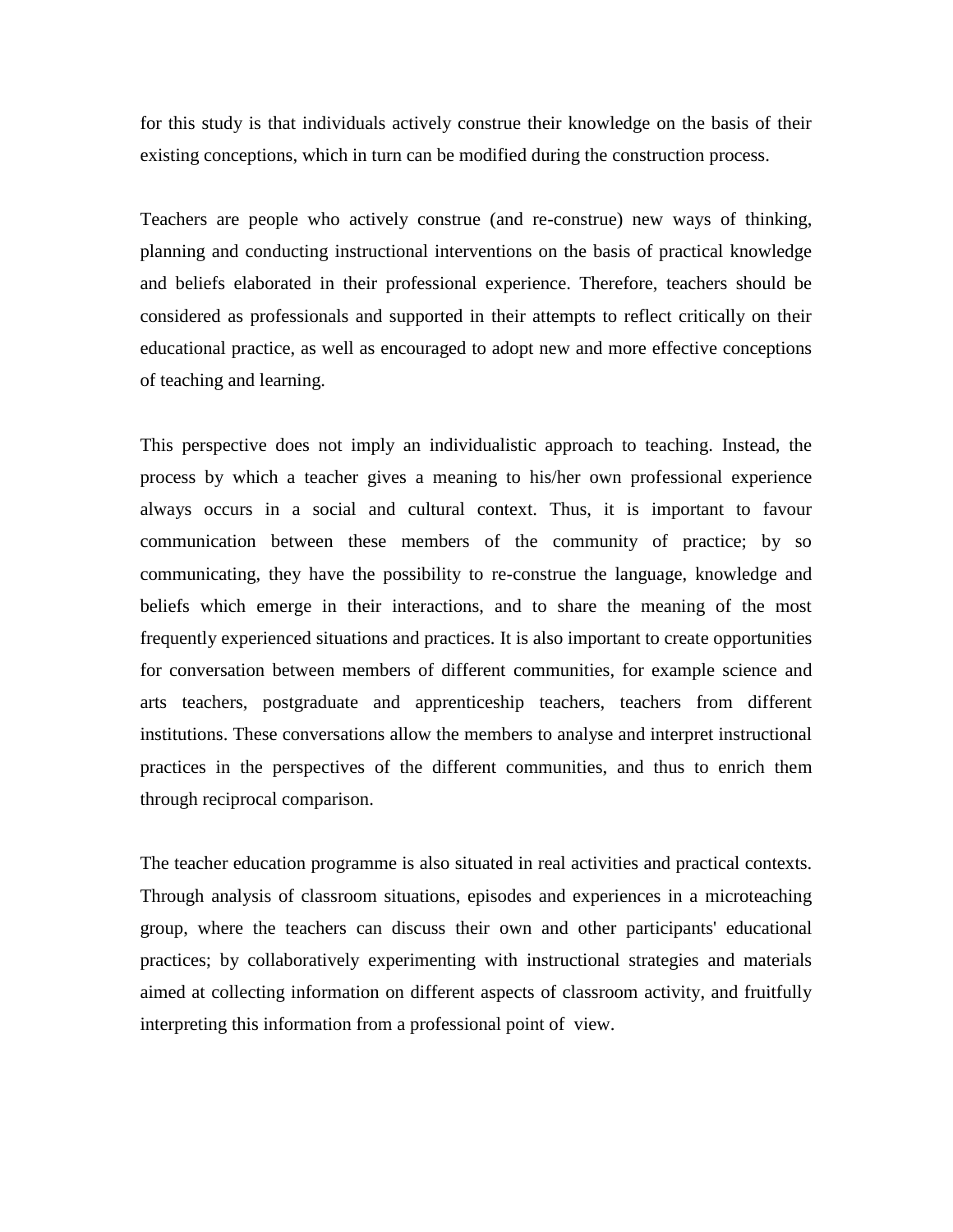for this study is that individuals actively construe their knowledge on the basis of their existing conceptions, which in turn can be modified during the construction process.

Teachers are people who actively construe (and re-construe) new ways of thinking, planning and conducting instructional interventions on the basis of practical knowledge and beliefs elaborated in their professional experience. Therefore, teachers should be considered as professionals and supported in their attempts to reflect critically on their educational practice, as well as encouraged to adopt new and more effective conceptions of teaching and learning.

This perspective does not imply an individualistic approach to teaching. Instead, the process by which a teacher gives a meaning to his/her own professional experience always occurs in a social and cultural context. Thus, it is important to favour communication between these members of the community of practice; by so communicating, they have the possibility to re-construe the language, knowledge and beliefs which emerge in their interactions, and to share the meaning of the most frequently experienced situations and practices. It is also important to create opportunities for conversation between members of different communities, for example science and arts teachers, postgraduate and apprenticeship teachers, teachers from different institutions. These conversations allow the members to analyse and interpret instructional practices in the perspectives of the different communities, and thus to enrich them through reciprocal comparison.

The teacher education programme is also situated in real activities and practical contexts. Through analysis of classroom situations, episodes and experiences in a microteaching group, where the teachers can discuss their own and other participants' educational practices; by collaboratively experimenting with instructional strategies and materials aimed at collecting information on different aspects of classroom activity, and fruitfully interpreting this information from a professional point of view.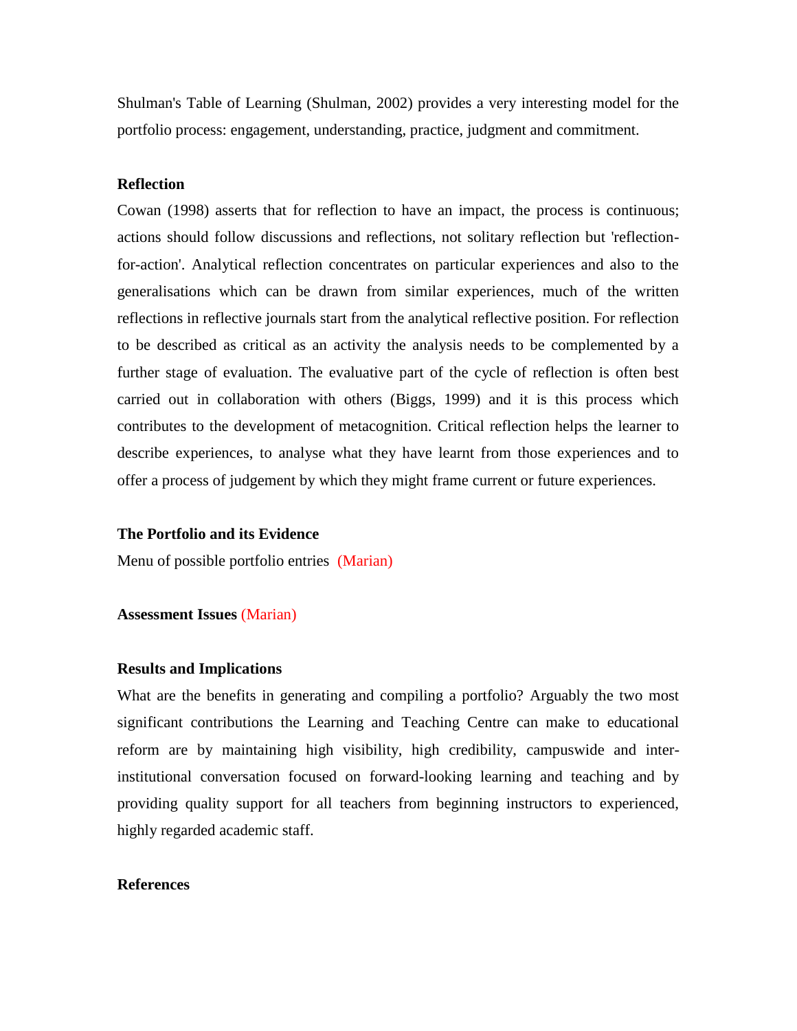Shulman's Table of Learning (Shulman, 2002) provides a very interesting model for the portfolio process: engagement, understanding, practice, judgment and commitment.

**Reflection**

Cowan (1998) asserts that for reflection to have an impact, the process is continuous; actions should follow discussions and reflections, not solitary reflection but 'reflection-for-action'. Analytical reflection concentrates on particular experiences and also to the generalisations which can be drawn from similar experiences, much of the written reflections in reflective journals start from the analytical reflective position. For reflection to be described as critical as an activity the analysis needs to be complemented by a further stage of evaluation. The evaluative part of the cycle of reflection is often best carried out in collaboration with others (Biggs, 1999) and it is this process which contributes to the development of metacognition. Critical reflection helps the learner to describe experiences, to analyse what they have learnt from those experiences and to offer a process of judgement by which they might frame current or future experiences.

**The Portfolio and its Evidence**

Menu of possible portfolio entries (Marian)

**Assessment Issues** (Marian)

**Results and Implications**

What are the benefits in generating and compiling a portfolio? Arguably the two most significant contributions the Learning and Teaching Centre can make to educational reform are by maintaining high visibility, high credibility, campuswide and inter-institutional conversation focused on forward-looking learning and teaching and by providing quality support for all teachers from beginning instructors to experienced, highly regarded academic staff.

**References**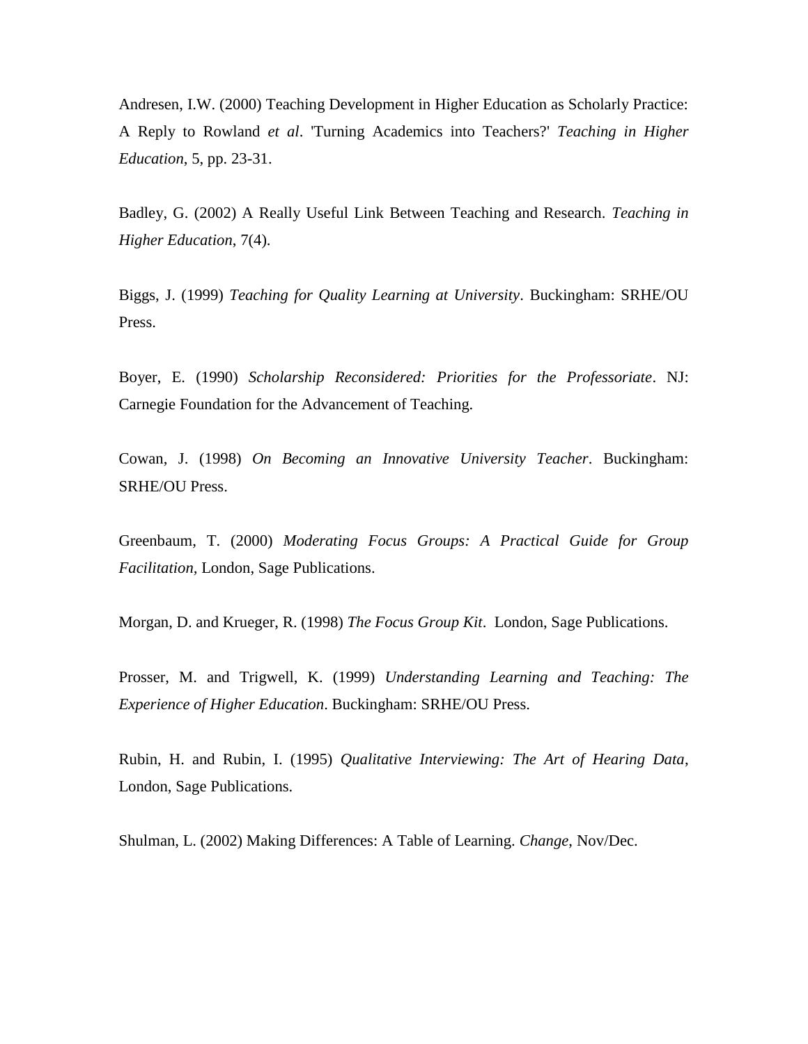Andresen, I.W. (2000) Teaching Development in Higher Education as Scholarly Practice: A Reply to Rowland *et al*. 'Turning Academics into Teachers?' *Teaching in Higher Education*, 5, pp. 23-31.

Badley, G. (2002) A Really Useful Link Between Teaching and Research. *Teaching in Higher Education*, 7(4).

Biggs, J. (1999) *Teaching for Quality Learning at University*. Buckingham: SRHE/OU Press.

Boyer, E. (1990) *Scholarship Reconsidered: Priorities for the Professoriate*. NJ: Carnegie Foundation for the Advancement of Teaching.

Cowan, J. (1998) *On Becoming an Innovative University Teacher*. Buckingham: SRHE/OU Press.

Greenbaum, T. (2000) *Moderating Focus Groups: A Practical Guide for Group Facilitation,* London, Sage Publications.

Morgan, D. and Krueger, R. (1998) *The Focus Group Kit*. London, Sage Publications.

Prosser, M. and Trigwell, K. (1999) *Understanding Learning and Teaching: The Experience of Higher Education*. Buckingham: SRHE/OU Press.

Rubin, H. and Rubin, I. (1995) *Qualitative Interviewing: The Art of Hearing Data*, London, Sage Publications.

Shulman, L. (2002) Making Differences: A Table of Learning. *Change*, Nov/Dec.